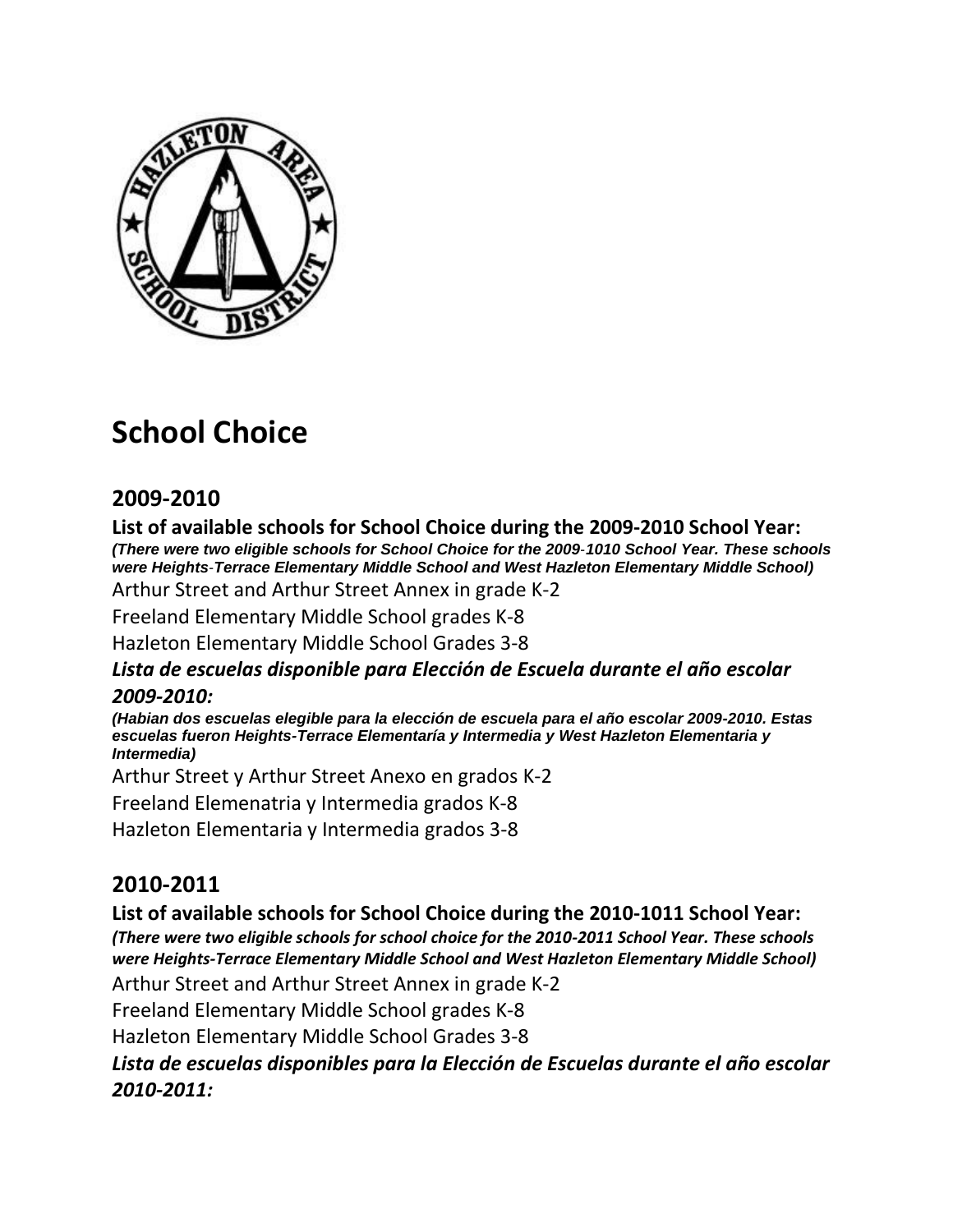# School Choice

## 2009-2010

**List of available schools for School Choice during the 2009-2010 School Year:**

***(There were two eligible schools for School Choice for the 2009-1010 School Year. These schools were Heights-Terrace Elementary Middle School and West Hazleton Elementary Middle School)***

Arthur Street and Arthur Street Annex in grade K-2

Freeland Elementary Middle School grades K-8

Hazleton Elementary Middle School Grades 3-8

***Lista de escuelas disponible para Elección de Escuela durante el año escolar 2009-2010:***

***(Habian dos escuelas elegible para la elección de escuela para el año escolar 2009-2010. Estas escuelas fueron Heights-Terrace Elementaría y Intermedia y West Hazleton Elementaria y Intermedia)***

Arthur Street y Arthur Street Anexo en grados K-2

Freeland Elemenatria y Intermedia grados K-8

Hazleton Elementaria y Intermedia grados 3-8

## 2010-2011

**List of available schools for School Choice during the 2010-1011 School Year:**

***(There were two eligible schools for school choice for the 2010-2011 School Year. These schools were Heights-Terrace Elementary Middle School and West Hazleton Elementary Middle School)***

Arthur Street and Arthur Street Annex in grade K-2

Freeland Elementary Middle School grades K-8

Hazleton Elementary Middle School Grades 3-8

***Lista de escuelas disponibles para la Elección de Escuelas durante el año escolar 2010-2011:***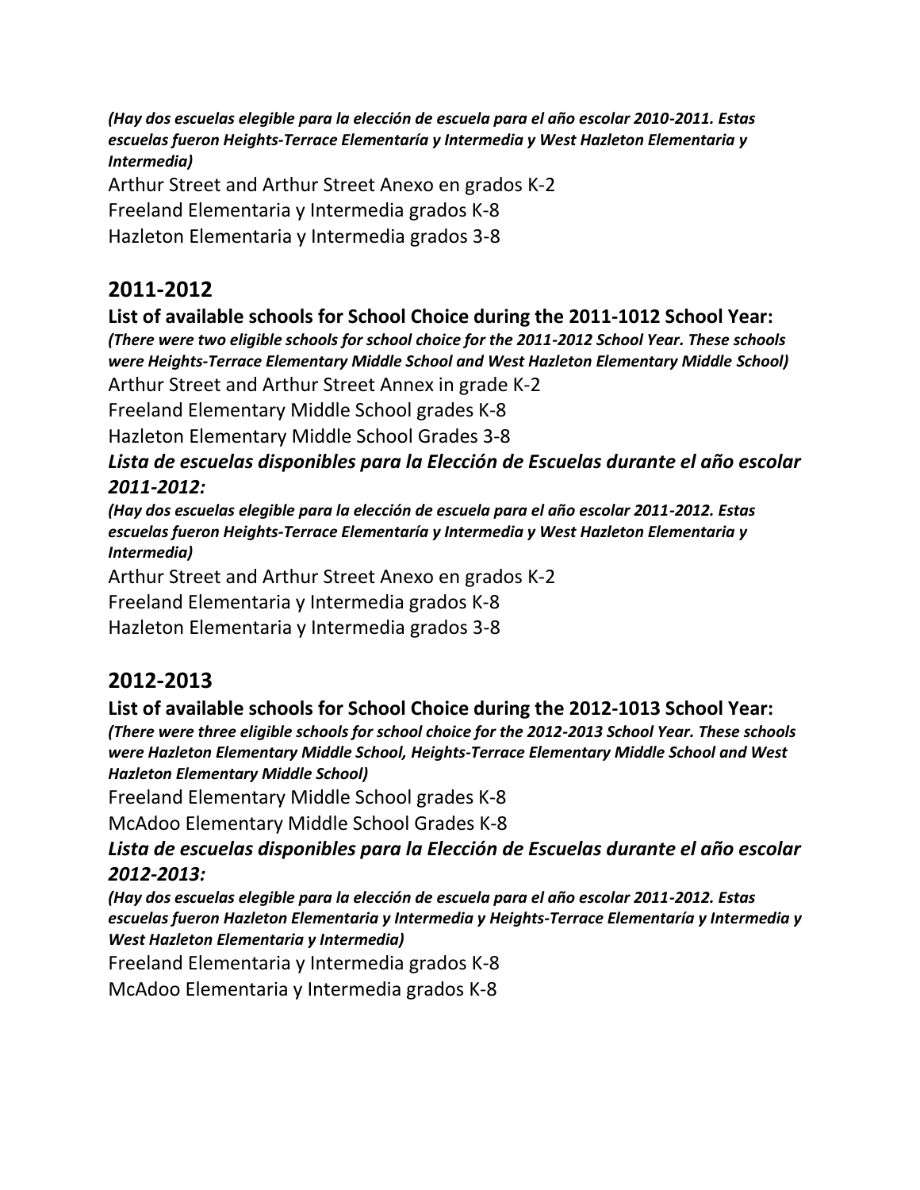***(Hay dos escuelas elegible para la elección de escuela para el año escolar 2010-2011. Estas escuelas fueron Heights-Terrace Elementaría y Intermedia y West Hazleton Elementaria y Intermedia)***

Arthur Street and Arthur Street Anexo en grados K-2

Freeland Elementaria y Intermedia grados K-8

Hazleton Elementaria y Intermedia grados 3-8

## 2011-2012

**List of available schools for School Choice during the 2011-1012 School Year:**

***(There were two eligible schools for school choice for the 2011-2012 School Year. These schools were Heights-Terrace Elementary Middle School and West Hazleton Elementary Middle School)***

Arthur Street and Arthur Street Annex in grade K-2

Freeland Elementary Middle School grades K-8

Hazleton Elementary Middle School Grades 3-8

***Lista de escuelas disponibles para la Elección de Escuelas durante el año escolar 2011-2012:***

***(Hay dos escuelas elegible para la elección de escuela para el año escolar 2011-2012. Estas escuelas fueron Heights-Terrace Elementaría y Intermedia y West Hazleton Elementaria y Intermedia)***

Arthur Street and Arthur Street Anexo en grados K-2

Freeland Elementaria y Intermedia grados K-8

Hazleton Elementaria y Intermedia grados 3-8

## 2012-2013

**List of available schools for School Choice during the 2012-1013 School Year:**

***(There were three eligible schools for school choice for the 2012-2013 School Year. These schools were Hazleton Elementary Middle School, Heights-Terrace Elementary Middle School and West Hazleton Elementary Middle School)***

Freeland Elementary Middle School grades K-8

McAdoo Elementary Middle School Grades K-8

***Lista de escuelas disponibles para la Elección de Escuelas durante el año escolar 2012-2013:***

***(Hay dos escuelas elegible para la elección de escuela para el año escolar 2011-2012. Estas escuelas fueron Hazleton Elementaria y Intermedia y Heights-Terrace Elementaría y Intermedia y West Hazleton Elementaria y Intermedia)***

Freeland Elementaria y Intermedia grados K-8

McAdoo Elementaria y Intermedia grados K-8